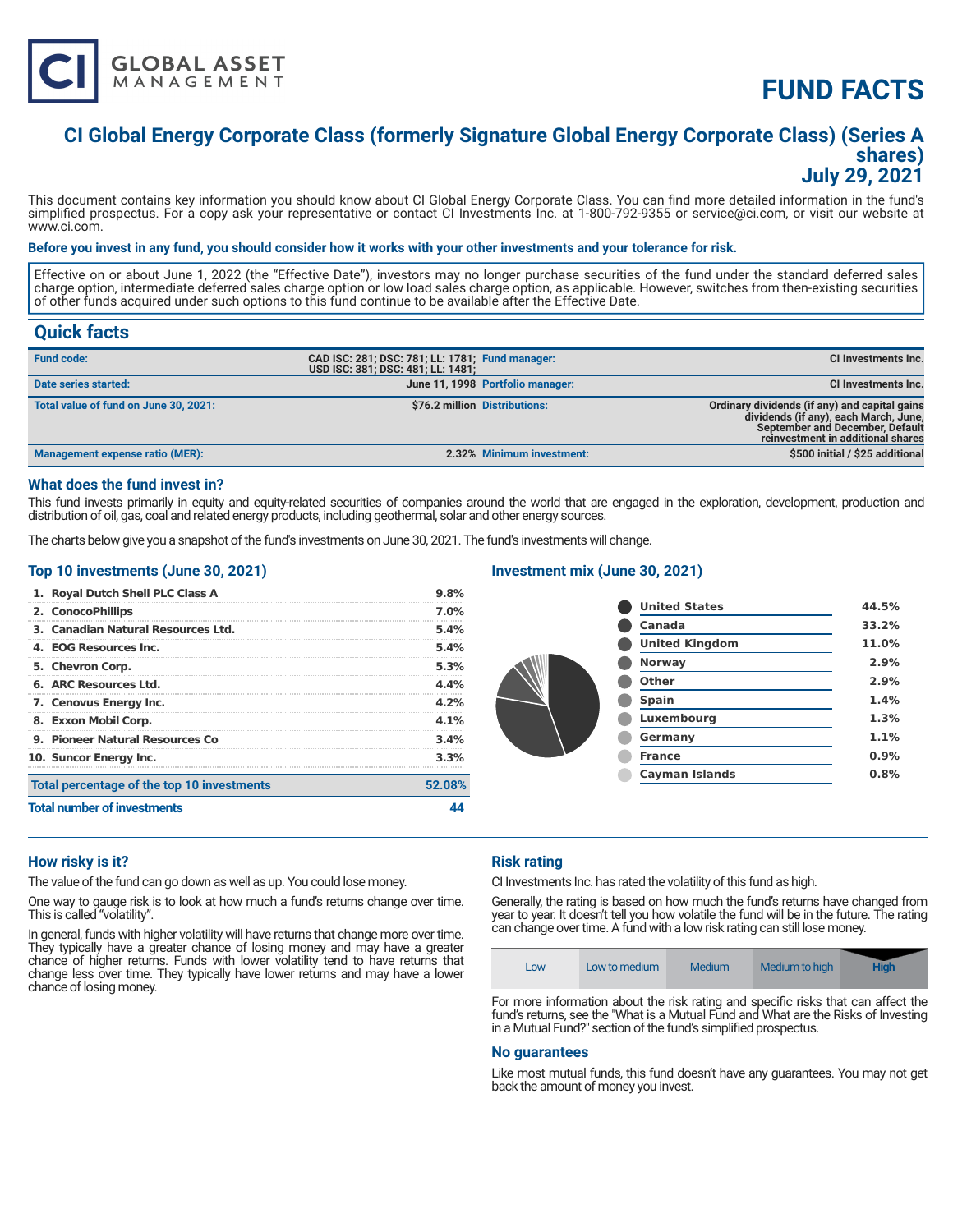# FUND FACTS

## CI Global Energy Corporate Class (formerly Signature Global Energy Corporate Class) (Series A shares)
## July 29, 2021

This document contains key information you should know about CI Global Energy Corporate Class. You can find more detailed information in the fund's simplified prospectus. For a copy ask your representative or contact CI Investments Inc. at 1-800-792-9355 or service@ci.com, or visit our website at www.ci.com.

**Before you invest in any fund, you should consider how it works with your other investments and your tolerance for risk.**

Effective on or about June 1, 2022 (the "Effective Date"), investors may no longer purchase securities of the fund under the standard deferred sales charge option, intermediate deferred sales charge option or low load sales charge option, as applicable. However, switches from then-existing securities of other funds acquired under such options to this fund continue to be available after the Effective Date.

## Quick facts

| | | | |
|---|---|---|---|
| **Fund code:** | CAD ISC: 281; DSC: 781; LL: 1781; USD ISC: 381; DSC: 481; LL: 1481; | **Fund manager:** | CI Investments Inc. |
| **Date series started:** | June 11, 1998 | **Portfolio manager:** | CI Investments Inc. |
| **Total value of fund on June 30, 2021:** | $76.2 million | **Distributions:** | Ordinary dividends (if any) and capital gains dividends (if any), each March, June, September and December, Default reinvestment in additional shares |
| **Management expense ratio (MER):** | 2.32% | **Minimum investment:** | $500 initial / $25 additional |

### What does the fund invest in?

This fund invests primarily in equity and equity-related securities of companies around the world that are engaged in the exploration, development, production and distribution of oil, gas, coal and related energy products, including geothermal, solar and other energy sources.

The charts below give you a snapshot of the fund's investments on June 30, 2021. The fund's investments will change.

### Top 10 investments (June 30, 2021)

| | |
|---|---|
| 1. Royal Dutch Shell PLC Class A | 9.8% |
| 2. ConocoPhillips | 7.0% |
| 3. Canadian Natural Resources Ltd. | 5.4% |
| 4. EOG Resources Inc. | 5.4% |
| 5. Chevron Corp. | 5.3% |
| 6. ARC Resources Ltd. | 4.4% |
| 7. Cenovus Energy Inc. | 4.2% |
| 8. Exxon Mobil Corp. | 4.1% |
| 9. Pioneer Natural Resources Co | 3.4% |
| 10. Suncor Energy Inc. | 3.3% |
| **Total percentage of the top 10 investments** | **52.08%** |
| **Total number of investments** | **44** |

### Investment mix (June 30, 2021)

| | |
|---|---|
| United States | 44.5% |
| Canada | 33.2% |
| United Kingdom | 11.0% |
| Norway | 2.9% |
| Other | 2.9% |
| Spain | 1.4% |
| Luxembourg | 1.3% |
| Germany | 1.1% |
| France | 0.9% |
| Cayman Islands | 0.8% |

### How risky is it?

The value of the fund can go down as well as up. You could lose money.

One way to gauge risk is to look at how much a fund's returns change over time. This is called "volatility".

In general, funds with higher volatility will have returns that change more over time. They typically have a greater chance of losing money and may have a greater chance of higher returns. Funds with lower volatility tend to have returns that change less over time. They typically have lower returns and may have a lower chance of losing money.

### Risk rating

CI Investments Inc. has rated the volatility of this fund as high.

Generally, the rating is based on how much the fund's returns have changed from year to year. It doesn't tell you how volatile the fund will be in the future. The rating can change over time. A fund with a low risk rating can still lose money.

| Low | Low to medium | Medium | Medium to high | **High** |
|---|---|---|---|---|

For more information about the risk rating and specific risks that can affect the fund's returns, see the "What is a Mutual Fund and What are the Risks of Investing in a Mutual Fund?" section of the fund's simplified prospectus.

### No guarantees

Like most mutual funds, this fund doesn't have any guarantees. You may not get back the amount of money you invest.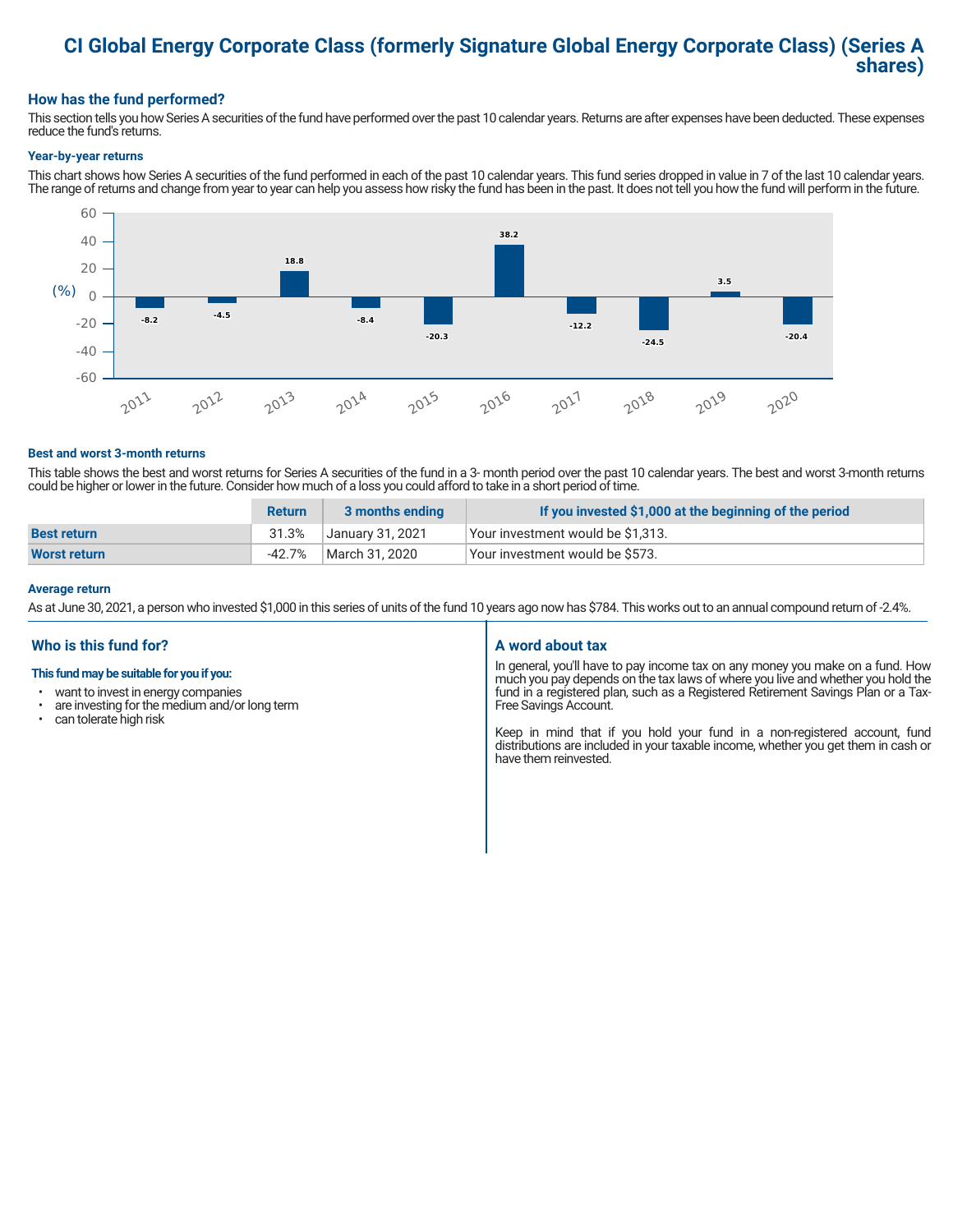# CI Global Energy Corporate Class (formerly Signature Global Energy Corporate Class) (Series A shares)

## How has the fund performed?

This section tells you how Series A securities of the fund have performed over the past 10 calendar years. Returns are after expenses have been deducted. These expenses reduce the fund's returns.

### Year-by-year returns

This chart shows how Series A securities of the fund performed in each of the past 10 calendar years. This fund series dropped in value in 7 of the last 10 calendar years. The range of returns and change from year to year can help you assess how risky the fund has been in the past. It does not tell you how the fund will perform in the future.

| Year | Return (%) |
|---|---|
| 2011 | -8.2 |
| 2012 | -4.5 |
| 2013 | 18.8 |
| 2014 | -8.4 |
| 2015 | -20.3 |
| 2016 | 38.2 |
| 2017 | -12.2 |
| 2018 | -24.5 |
| 2019 | 3.5 |
| 2020 | -20.4 |

### Best and worst 3-month returns

This table shows the best and worst returns for Series A securities of the fund in a 3- month period over the past 10 calendar years. The best and worst 3-month returns could be higher or lower in the future. Consider how much of a loss you could afford to take in a short period of time.

| | Return | 3 months ending | If you invested $1,000 at the beginning of the period |
|---|---|---|---|
| **Best return** | 31.3% | January 31, 2021 | Your investment would be $1,313. |
| **Worst return** | -42.7% | March 31, 2020 | Your investment would be $573. |

### Average return

As at June 30, 2021, a person who invested $1,000 in this series of units of the fund 10 years ago now has $784. This works out to an annual compound return of -2.4%.

## Who is this fund for?

**This fund may be suitable for you if you:**

- want to invest in energy companies
- are investing for the medium and/or long term
- can tolerate high risk

## A word about tax

In general, you'll have to pay income tax on any money you make on a fund. How much you pay depends on the tax laws of where you live and whether you hold the fund in a registered plan, such as a Registered Retirement Savings Plan or a Tax-Free Savings Account.

Keep in mind that if you hold your fund in a non-registered account, fund distributions are included in your taxable income, whether you get them in cash or have them reinvested.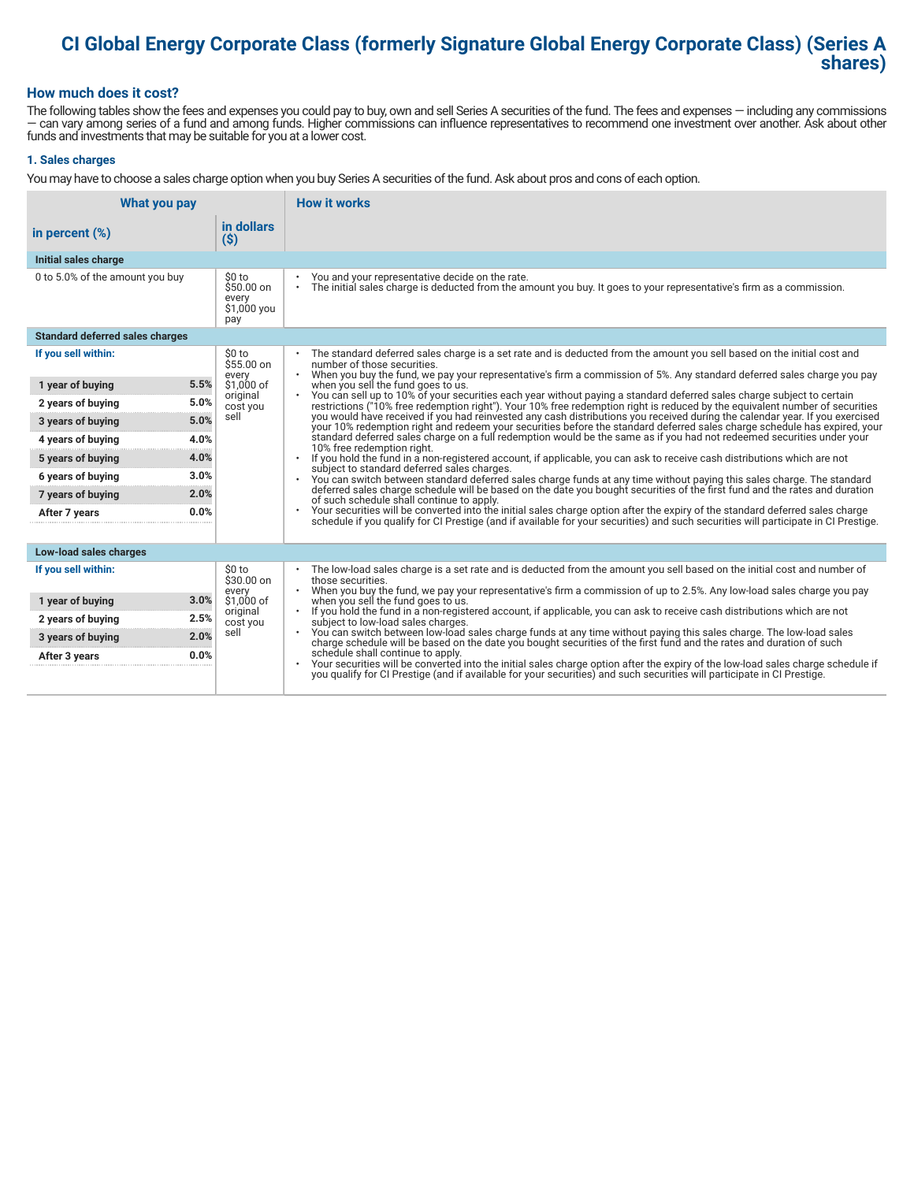# CI Global Energy Corporate Class (formerly Signature Global Energy Corporate Class) (Series A shares)

## How much does it cost?

The following tables show the fees and expenses you could pay to buy, own and sell Series A securities of the fund. The fees and expenses — including any commissions — can vary among series of a fund and among funds. Higher commissions can influence representatives to recommend one investment over another. Ask about other funds and investments that may be suitable for you at a lower cost.

### 1. Sales charges

You may have to choose a sales charge option when you buy Series A securities of the fund. Ask about pros and cons of each option.

| What you pay | | | How it works |
|---|---|---|---|
| **in percent (%)** | | **in dollars ($)** | |
| **Initial sales charge** | | | |
| 0 to 5.0% of the amount you buy | | $0 to $50.00 on every $1,000 you pay | • You and your representative decide on the rate.<br>• The initial sales charge is deducted from the amount you buy. It goes to your representative's firm as a commission. |
| **Standard deferred sales charges** | | | |
| **If you sell within:** | | $0 to $55.00 on every $1,000 of original cost you sell | • The standard deferred sales charge is a set rate and is deducted from the amount you sell based on the initial cost and number of those securities.<br>• When you buy the fund, we pay your representative's firm a commission of 5%. Any standard deferred sales charge you pay when you sell the fund goes to us.<br>• You can sell up to 10% of your securities each year without paying a standard deferred sales charge subject to certain restrictions ("10% free redemption right"). Your 10% free redemption right is reduced by the equivalent number of securities you would have received if you had reinvested any cash distributions you received during the calendar year. If you exercised your 10% redemption right and redeem your securities before the standard deferred sales charge schedule has expired, your standard deferred sales charge on a full redemption would be the same as if you had not redeemed securities under your 10% free redemption right.<br>• If you hold the fund in a non-registered account, if applicable, you can ask to receive cash distributions which are not subject to standard deferred sales charges.<br>• You can switch between standard deferred sales charge funds at any time without paying this sales charge. The standard deferred sales charge schedule will be based on the date you bought securities of the first fund and the rates and duration of such schedule shall continue to apply.<br>• Your securities will be converted into the initial sales charge option after the expiry of the standard deferred sales charge schedule if you qualify for CI Prestige (and if available for your securities) and such securities will participate in CI Prestige. |
| 1 year of buying | 5.5% | | |
| 2 years of buying | 5.0% | | |
| 3 years of buying | 5.0% | | |
| 4 years of buying | 4.0% | | |
| 5 years of buying | 4.0% | | |
| 6 years of buying | 3.0% | | |
| 7 years of buying | 2.0% | | |
| After 7 years | 0.0% | | |
| **Low-load sales charges** | | | |
| **If you sell within:** | | $0 to $30.00 on every $1,000 of original cost you sell | • The low-load sales charge is a set rate and is deducted from the amount you sell based on the initial cost and number of those securities.<br>• When you buy the fund, we pay your representative's firm a commission of up to 2.5%. Any low-load sales charge you pay when you sell the fund goes to us.<br>• If you hold the fund in a non-registered account, if applicable, you can ask to receive cash distributions which are not subject to low-load sales charges.<br>• You can switch between low-load sales charge funds at any time without paying this sales charge. The low-load sales charge schedule will be based on the date you bought securities of the first fund and the rates and duration of such schedule shall continue to apply.<br>• Your securities will be converted into the initial sales charge option after the expiry of the low-load sales charge schedule if you qualify for CI Prestige (and if available for your securities) and such securities will participate in CI Prestige. |
| 1 year of buying | 3.0% | | |
| 2 years of buying | 2.5% | | |
| 3 years of buying | 2.0% | | |
| After 3 years | 0.0% | | |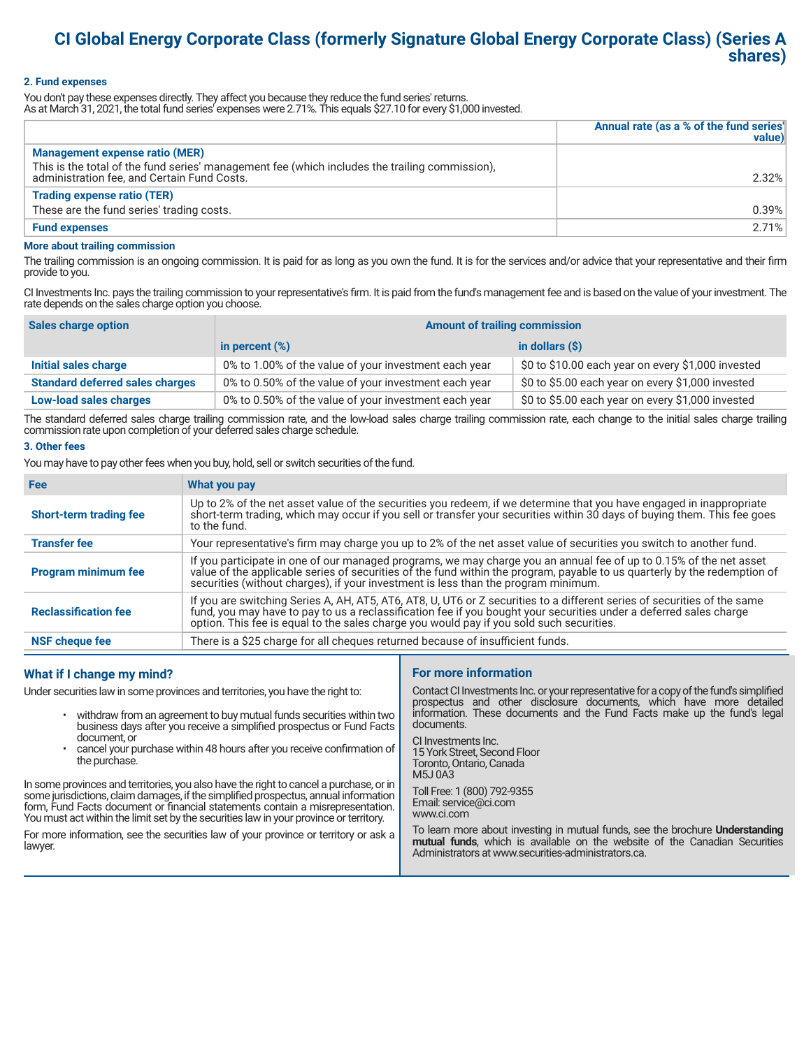# CI Global Energy Corporate Class (formerly Signature Global Energy Corporate Class) (Series A shares)

### 2. Fund expenses

You don't pay these expenses directly. They affect you because they reduce the fund series' returns.
As at March 31, 2021, the total fund series' expenses were 2.71%. This equals $27.10 for every $1,000 invested.

| | Annual rate (as a % of the fund series' value) |
|---|---|
| **Management expense ratio (MER)**<br>This is the total of the fund series' management fee (which includes the trailing commission), administration fee, and Certain Fund Costs. | 2.32% |
| **Trading expense ratio (TER)**<br>These are the fund series' trading costs. | 0.39% |
| **Fund expenses** | 2.71% |

#### More about trailing commission

The trailing commission is an ongoing commission. It is paid for as long as you own the fund. It is for the services and/or advice that your representative and their firm provide to you.

CI Investments Inc. pays the trailing commission to your representative's firm. It is paid from the fund's management fee and is based on the value of your investment. The rate depends on the sales charge option you choose.

| Sales charge option | Amount of trailing commission | |
|---|---|---|
| | in percent (%) | in dollars ($) |
| **Initial sales charge** | 0% to 1.00% of the value of your investment each year | $0 to $10.00 each year on every $1,000 invested |
| **Standard deferred sales charges** | 0% to 0.50% of the value of your investment each year | $0 to $5.00 each year on every $1,000 invested |
| **Low-load sales charges** | 0% to 0.50% of the value of your investment each year | $0 to $5.00 each year on every $1,000 invested |

The standard deferred sales charge trailing commission rate, and the low-load sales charge trailing commission rate, each change to the initial sales charge trailing commission rate upon completion of your deferred sales charge schedule.

### 3. Other fees

You may have to pay other fees when you buy, hold, sell or switch securities of the fund.

| Fee | What you pay |
|---|---|
| **Short-term trading fee** | Up to 2% of the net asset value of the securities you redeem, if we determine that you have engaged in inappropriate short-term trading, which may occur if you sell or transfer your securities within 30 days of buying them. This fee goes to the fund. |
| **Transfer fee** | Your representative's firm may charge you up to 2% of the net asset value of securities you switch to another fund. |
| **Program minimum fee** | If you participate in one of our managed programs, we may charge you an annual fee of up to 0.15% of the net asset value of the applicable series of securities of the fund within the program, payable to us quarterly by the redemption of securities (without charges), if your investment is less than the program minimum. |
| **Reclassification fee** | If you are switching Series A, AH, AT5, AT6, AT8, U, UT6 or Z securities to a different series of securities of the same fund, you may have to pay to us a reclassification fee if you bought your securities under a deferred sales charge option. This fee is equal to the sales charge you would pay if you sold such securities. |
| **NSF cheque fee** | There is a $25 charge for all cheques returned because of insufficient funds. |

## What if I change my mind?

Under securities law in some provinces and territories, you have the right to:

- withdraw from an agreement to buy mutual funds securities within two business days after you receive a simplified prospectus or Fund Facts document, or
- cancel your purchase within 48 hours after you receive confirmation of the purchase.

In some provinces and territories, you also have the right to cancel a purchase, or in some jurisdictions, claim damages, if the simplified prospectus, annual information form, Fund Facts document or financial statements contain a misrepresentation. You must act within the limit set by the securities law in your province or territory.

For more information, see the securities law of your province or territory or ask a lawyer.

## For more information

Contact CI Investments Inc. or your representative for a copy of the fund's simplified prospectus and other disclosure documents, which have more detailed information. These documents and the Fund Facts make up the fund's legal documents.

CI Investments Inc.
15 York Street, Second Floor
Toronto, Ontario, Canada
M5J 0A3

Toll Free: 1 (800) 792-9355
Email: service@ci.com
www.ci.com

To learn more about investing in mutual funds, see the brochure **Understanding mutual funds**, which is available on the website of the Canadian Securities Administrators at www.securities-administrators.ca.